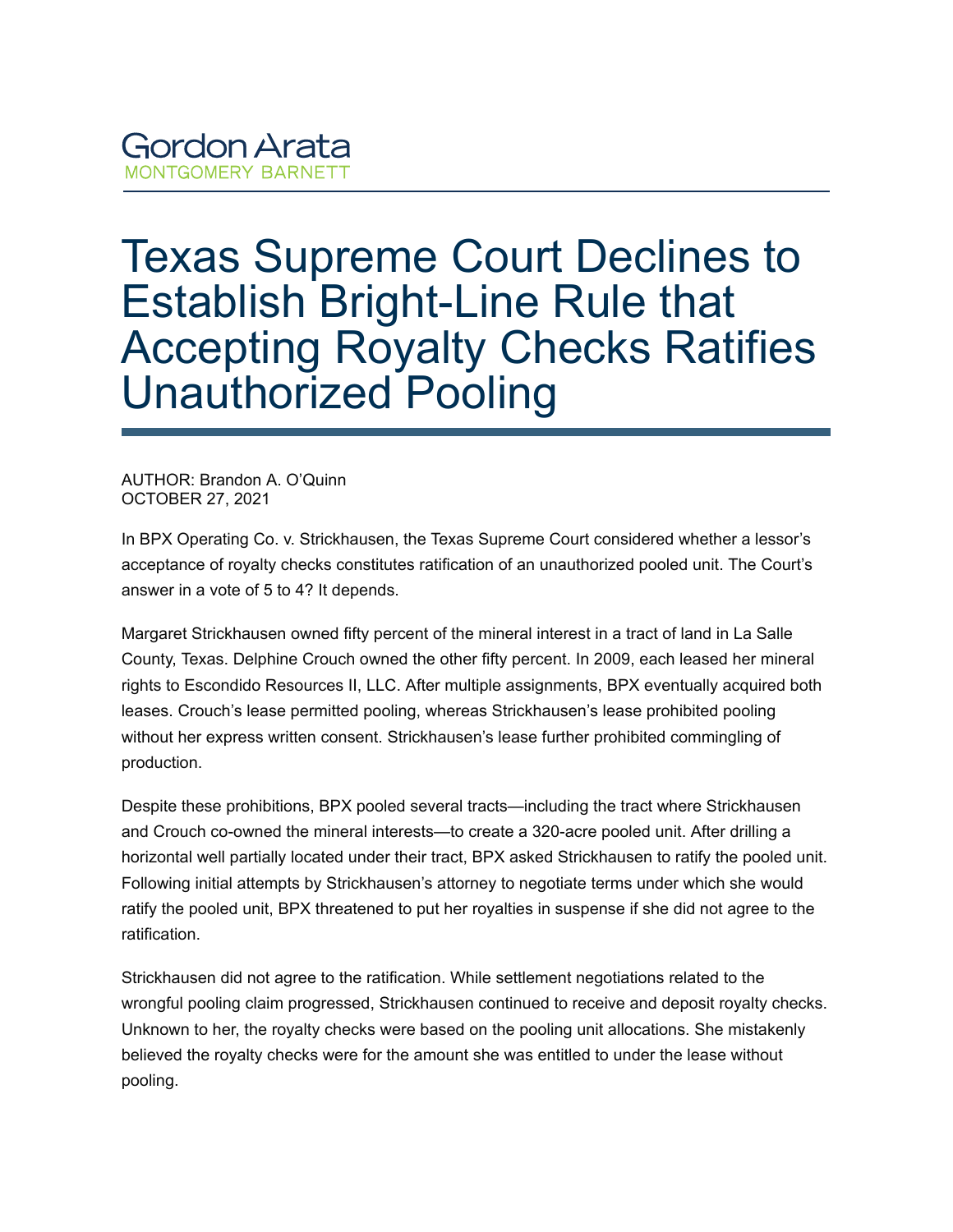Gordon Arata
MONTGOMERY BARNETT

# Texas Supreme Court Declines to Establish Bright-Line Rule that Accepting Royalty Checks Ratifies Unauthorized Pooling

AUTHOR: Brandon A. O'Quinn
OCTOBER 27, 2021

In BPX Operating Co. v. Strickhausen, the Texas Supreme Court considered whether a lessor's acceptance of royalty checks constitutes ratification of an unauthorized pooled unit. The Court's answer in a vote of 5 to 4? It depends.

Margaret Strickhausen owned fifty percent of the mineral interest in a tract of land in La Salle County, Texas. Delphine Crouch owned the other fifty percent. In 2009, each leased her mineral rights to Escondido Resources II, LLC. After multiple assignments, BPX eventually acquired both leases. Crouch's lease permitted pooling, whereas Strickhausen's lease prohibited pooling without her express written consent. Strickhausen's lease further prohibited commingling of production.

Despite these prohibitions, BPX pooled several tracts—including the tract where Strickhausen and Crouch co-owned the mineral interests—to create a 320-acre pooled unit. After drilling a horizontal well partially located under their tract, BPX asked Strickhausen to ratify the pooled unit. Following initial attempts by Strickhausen's attorney to negotiate terms under which she would ratify the pooled unit, BPX threatened to put her royalties in suspense if she did not agree to the ratification.

Strickhausen did not agree to the ratification. While settlement negotiations related to the wrongful pooling claim progressed, Strickhausen continued to receive and deposit royalty checks. Unknown to her, the royalty checks were based on the pooling unit allocations. She mistakenly believed the royalty checks were for the amount she was entitled to under the lease without pooling.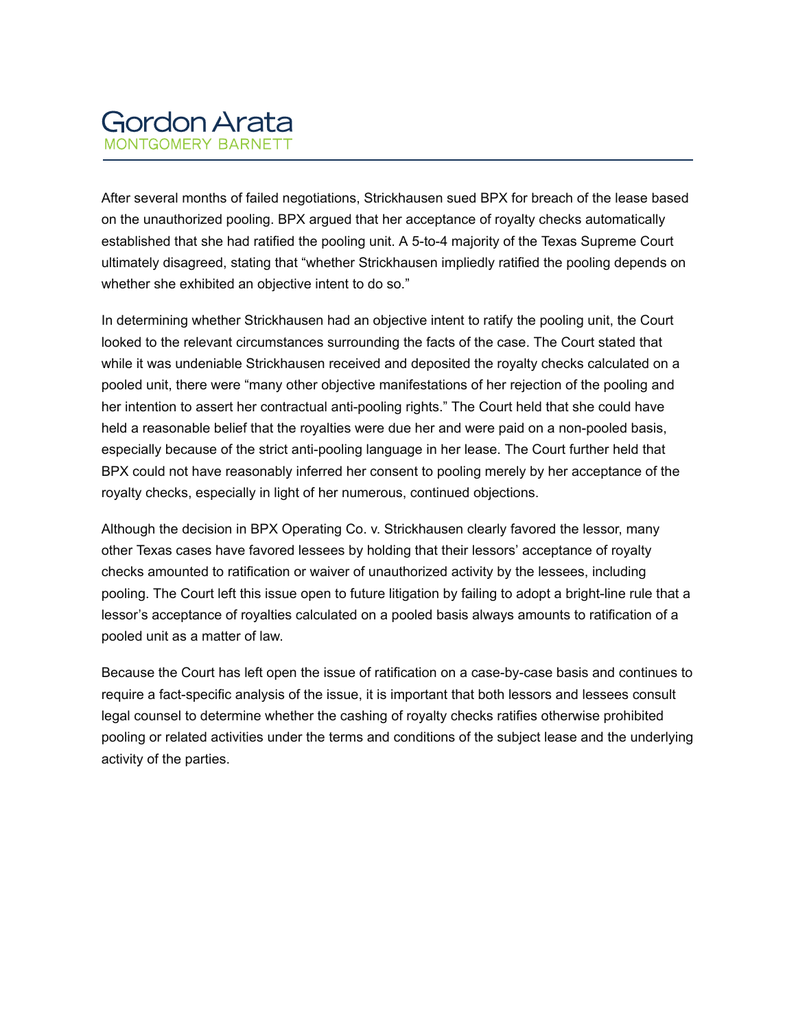After several months of failed negotiations, Strickhausen sued BPX for breach of the lease based on the unauthorized pooling. BPX argued that her acceptance of royalty checks automatically established that she had ratified the pooling unit. A 5-to-4 majority of the Texas Supreme Court ultimately disagreed, stating that "whether Strickhausen impliedly ratified the pooling depends on whether she exhibited an objective intent to do so."

In determining whether Strickhausen had an objective intent to ratify the pooling unit, the Court looked to the relevant circumstances surrounding the facts of the case. The Court stated that while it was undeniable Strickhausen received and deposited the royalty checks calculated on a pooled unit, there were "many other objective manifestations of her rejection of the pooling and her intention to assert her contractual anti-pooling rights." The Court held that she could have held a reasonable belief that the royalties were due her and were paid on a non-pooled basis, especially because of the strict anti-pooling language in her lease. The Court further held that BPX could not have reasonably inferred her consent to pooling merely by her acceptance of the royalty checks, especially in light of her numerous, continued objections.

Although the decision in BPX Operating Co. v. Strickhausen clearly favored the lessor, many other Texas cases have favored lessees by holding that their lessors' acceptance of royalty checks amounted to ratification or waiver of unauthorized activity by the lessees, including pooling. The Court left this issue open to future litigation by failing to adopt a bright-line rule that a lessor's acceptance of royalties calculated on a pooled basis always amounts to ratification of a pooled unit as a matter of law.

Because the Court has left open the issue of ratification on a case-by-case basis and continues to require a fact-specific analysis of the issue, it is important that both lessors and lessees consult legal counsel to determine whether the cashing of royalty checks ratifies otherwise prohibited pooling or related activities under the terms and conditions of the subject lease and the underlying activity of the parties.